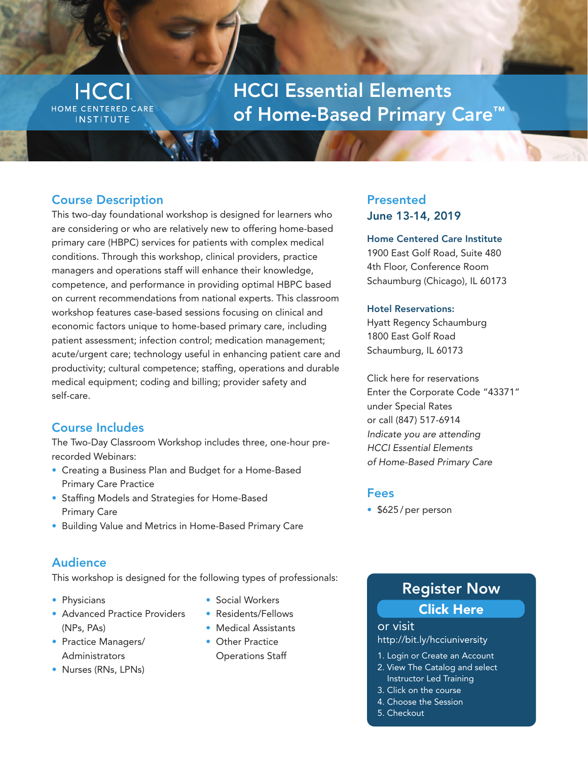HCCI
HOME CENTERED CARE INSTITUTE

# HCCI Essential Elements of Home-Based Primary Care™

## Course Description

This two-day foundational workshop is designed for learners who are considering or who are relatively new to offering home-based primary care (HBPC) services for patients with complex medical conditions. Through this workshop, clinical providers, practice managers and operations staff will enhance their knowledge, competence, and performance in providing optimal HBPC based on current recommendations from national experts. This classroom workshop features case-based sessions focusing on clinical and economic factors unique to home-based primary care, including patient assessment; infection control; medication management; acute/urgent care; technology useful in enhancing patient care and productivity; cultural competence; staffing, operations and durable medical equipment; coding and billing; provider safety and self-care.

## Course Includes

The Two-Day Classroom Workshop includes three, one-hour pre-recorded Webinars:

- Creating a Business Plan and Budget for a Home-Based Primary Care Practice
- Staffing Models and Strategies for Home-Based Primary Care
- Building Value and Metrics in Home-Based Primary Care

## Audience

This workshop is designed for the following types of professionals:

- Physicians
- Advanced Practice Providers (NPs, PAs)
- Practice Managers/ Administrators
- Nurses (RNs, LPNs)
- Social Workers
- Residents/Fellows
- Medical Assistants
- Other Practice Operations Staff

## Presented

### June 13-14, 2019

**Home Centered Care Institute**
1900 East Golf Road, Suite 480
4th Floor, Conference Room
Schaumburg (Chicago), IL 60173

**Hotel Reservations:**
Hyatt Regency Schaumburg
1800 East Golf Road
Schaumburg, IL 60173

Click here for reservations
Enter the Corporate Code "43371" under Special Rates
or call (847) 517-6914
*Indicate you are attending HCCI Essential Elements of Home-Based Primary Care*

## Fees

- $625 / per person

## Register Now

**Click Here**

or visit
http://bit.ly/hcciuniversity

1. Login or Create an Account
2. View The Catalog and select Instructor Led Training
3. Click on the course
4. Choose the Session
5. Checkout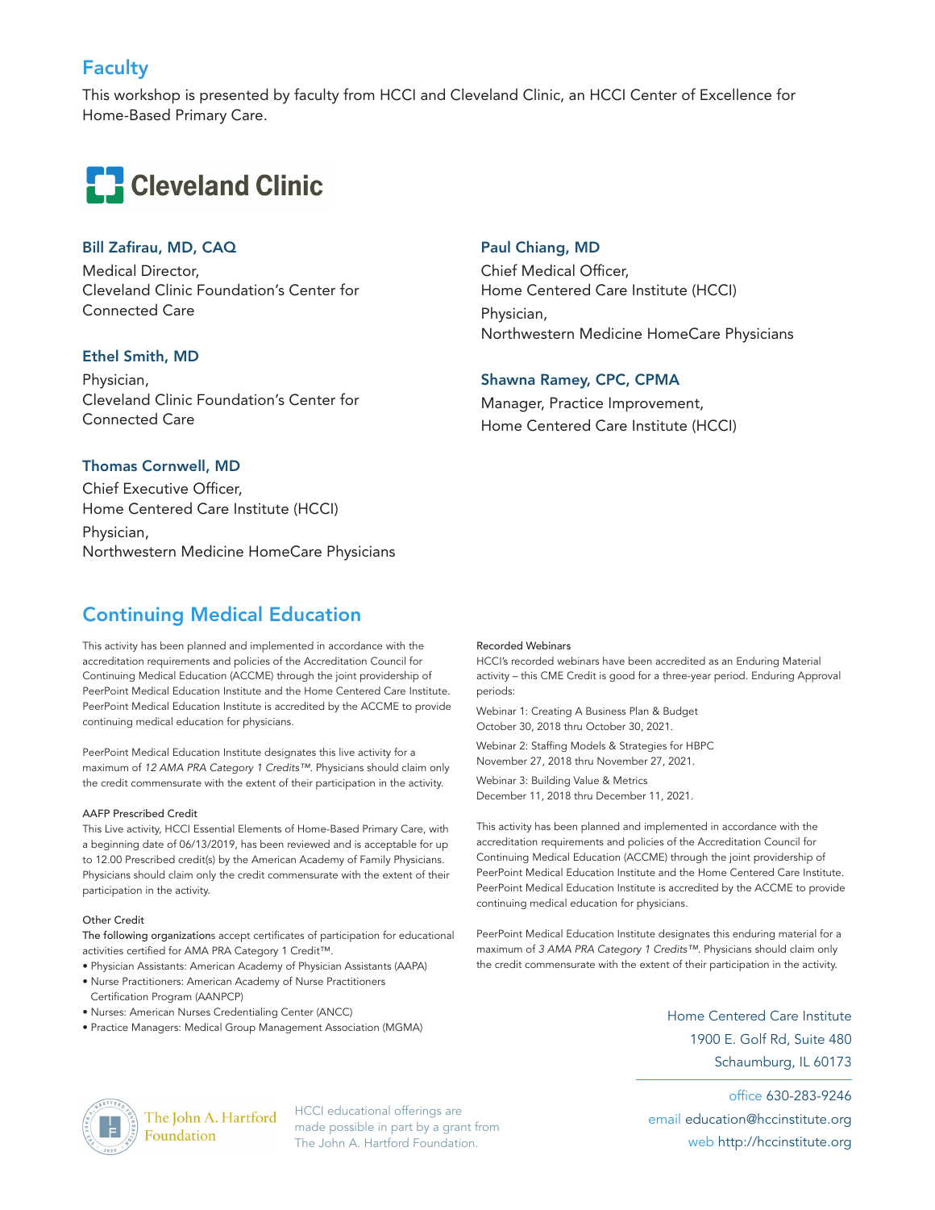## Faculty

This workshop is presented by faculty from HCCI and Cleveland Clinic, an HCCI Center of Excellence for Home-Based Primary Care.

Cleveland Clinic

**Bill Zafirau, MD, CAQ**
Medical Director,
Cleveland Clinic Foundation's Center for Connected Care

**Ethel Smith, MD**
Physician,
Cleveland Clinic Foundation's Center for Connected Care

**Thomas Cornwell, MD**
Chief Executive Officer,
Home Centered Care Institute (HCCI)
Physician,
Northwestern Medicine HomeCare Physicians

**Paul Chiang, MD**
Chief Medical Officer,
Home Centered Care Institute (HCCI)
Physician,
Northwestern Medicine HomeCare Physicians

**Shawna Ramey, CPC, CPMA**
Manager, Practice Improvement,
Home Centered Care Institute (HCCI)

## Continuing Medical Education

This activity has been planned and implemented in accordance with the accreditation requirements and policies of the Accreditation Council for Continuing Medical Education (ACCME) through the joint providership of PeerPoint Medical Education Institute and the Home Centered Care Institute. PeerPoint Medical Education Institute is accredited by the ACCME to provide continuing medical education for physicians.

PeerPoint Medical Education Institute designates this live activity for a maximum of *12 AMA PRA Category 1 Credits™*. Physicians should claim only the credit commensurate with the extent of their participation in the activity.

AAFP Prescribed Credit

This Live activity, HCCI Essential Elements of Home-Based Primary Care, with a beginning date of 06/13/2019, has been reviewed and is acceptable for up to 12.00 Prescribed credit(s) by the American Academy of Family Physicians. Physicians should claim only the credit commensurate with the extent of their participation in the activity.

Other Credit

The following organizations accept certificates of participation for educational activities certified for AMA PRA Category 1 Credit™.

- Physician Assistants: American Academy of Physician Assistants (AAPA)
- Nurse Practitioners: American Academy of Nurse Practitioners Certification Program (AANPCP)
- Nurses: American Nurses Credentialing Center (ANCC)
- Practice Managers: Medical Group Management Association (MGMA)

Recorded Webinars

HCCI's recorded webinars have been accredited as an Enduring Material activity – this CME Credit is good for a three-year period. Enduring Approval periods:

Webinar 1: Creating A Business Plan & Budget
October 30, 2018 thru October 30, 2021.

Webinar 2: Staffing Models & Strategies for HBPC
November 27, 2018 thru November 27, 2021.

Webinar 3: Building Value & Metrics
December 11, 2018 thru December 11, 2021.

This activity has been planned and implemented in accordance with the accreditation requirements and policies of the Accreditation Council for Continuing Medical Education (ACCME) through the joint providership of PeerPoint Medical Education Institute and the Home Centered Care Institute. PeerPoint Medical Education Institute is accredited by the ACCME to provide continuing medical education for physicians.

PeerPoint Medical Education Institute designates this enduring material for a maximum of *3 AMA PRA Category 1 Credits™*. Physicians should claim only the credit commensurate with the extent of their participation in the activity.

Home Centered Care Institute
1900 E. Golf Rd, Suite 480
Schaumburg, IL 60173

office 630-283-9246
email education@hccinstitute.org
web http://hccinstitute.org

The John A. Hartford Foundation

HCCI educational offerings are made possible in part by a grant from The John A. Hartford Foundation.